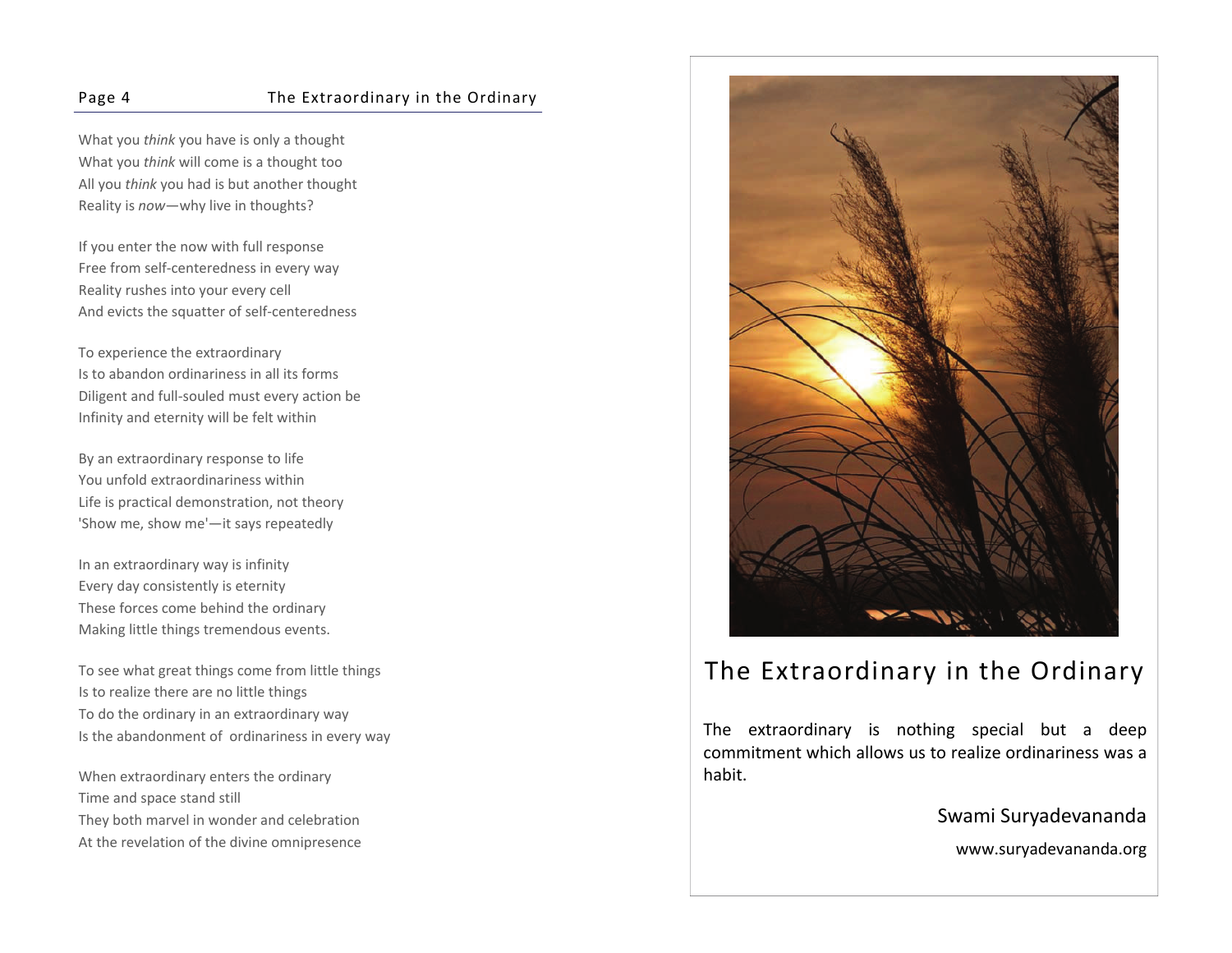What you *think* you have is only a thought
What you *think* will come is a thought too
All you *think* you had is but another thought
Reality is *now*—why live in thoughts?

If you enter the now with full response
Free from self-centeredness in every way
Reality rushes into your every cell
And evicts the squatter of self-centeredness

To experience the extraordinary
Is to abandon ordinariness in all its forms
Diligent and full-souled must every action be
Infinity and eternity will be felt within

By an extraordinary response to life
You unfold extraordinariness within
Life is practical demonstration, not theory
'Show me, show me'—it says repeatedly

In an extraordinary way is infinity
Every day consistently is eternity
These forces come behind the ordinary
Making little things tremendous events.

To see what great things come from little things
Is to realize there are no little things
To do the ordinary in an extraordinary way
Is the abandonment of ordinariness in every way

When extraordinary enters the ordinary
Time and space stand still
They both marvel in wonder and celebration
At the revelation of the divine omnipresence

# The Extraordinary in the Ordinary

The extraordinary is nothing special but a deep commitment which allows us to realize ordinariness was a habit.

Swami Suryadevananda

www.suryadevananda.org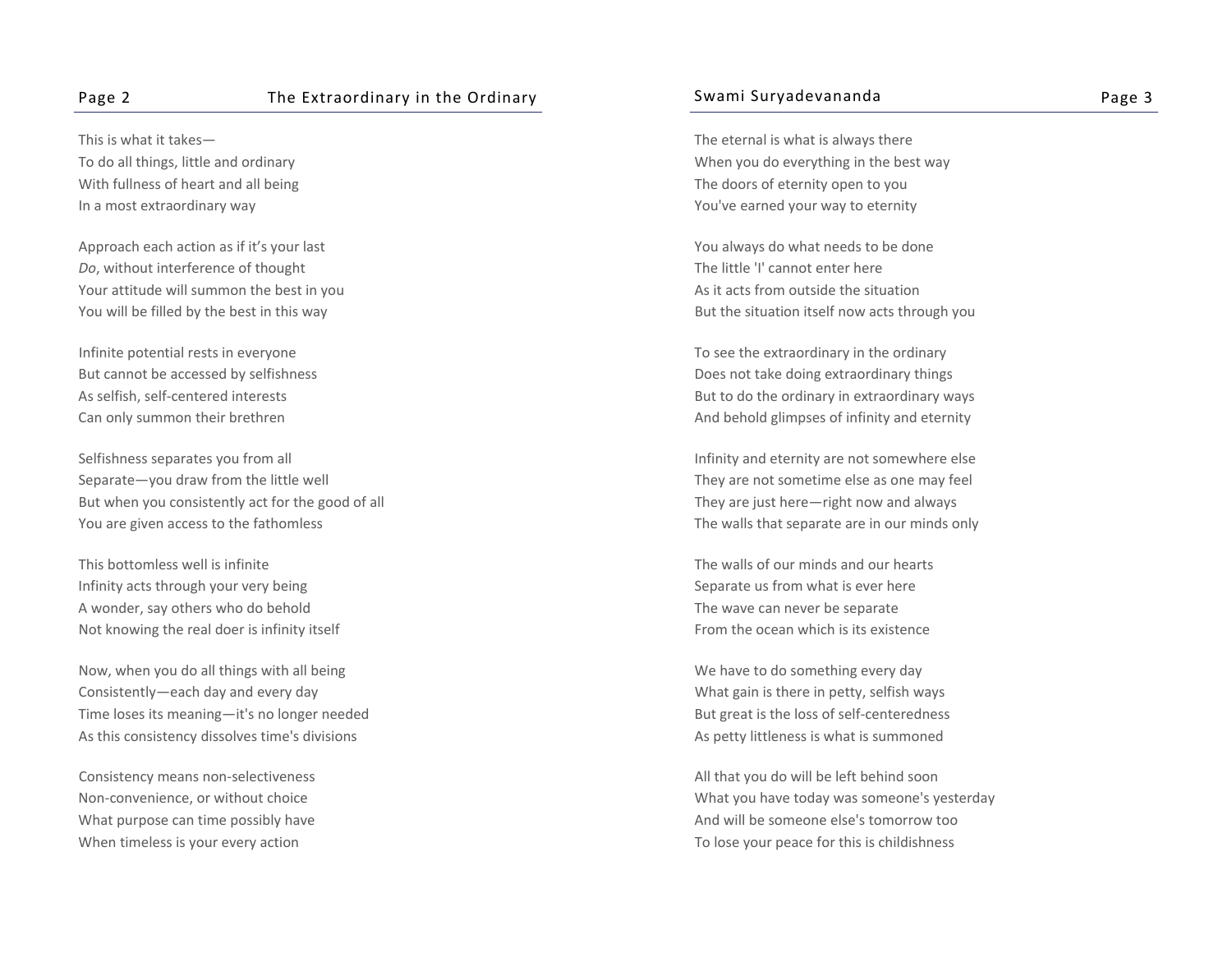This is what it takes—
To do all things, little and ordinary
With fullness of heart and all being
In a most extraordinary way

Approach each action as if it's your last
*Do*, without interference of thought
Your attitude will summon the best in you
You will be filled by the best in this way

Infinite potential rests in everyone
But cannot be accessed by selfishness
As selfish, self-centered interests
Can only summon their brethren

Selfishness separates you from all
Separate—you draw from the little well
But when you consistently act for the good of all
You are given access to the fathomless

This bottomless well is infinite
Infinity acts through your very being
A wonder, say others who do behold
Not knowing the real doer is infinity itself

Now, when you do all things with all being
Consistently—each day and every day
Time loses its meaning—it's no longer needed
As this consistency dissolves time's divisions

Consistency means non-selectiveness
Non-convenience, or without choice
What purpose can time possibly have
When timeless is your every action

The eternal is what is always there
When you do everything in the best way
The doors of eternity open to you
You've earned your way to eternity

You always do what needs to be done
The little 'I' cannot enter here
As it acts from outside the situation
But the situation itself now acts through you

To see the extraordinary in the ordinary
Does not take doing extraordinary things
But to do the ordinary in extraordinary ways
And behold glimpses of infinity and eternity

Infinity and eternity are not somewhere else
They are not sometime else as one may feel
They are just here—right now and always
The walls that separate are in our minds only

The walls of our minds and our hearts
Separate us from what is ever here
The wave can never be separate
From the ocean which is its existence

We have to do something every day
What gain is there in petty, selfish ways
But great is the loss of self-centeredness
As petty littleness is what is summoned

All that you do will be left behind soon
What you have today was someone's yesterday
And will be someone else's tomorrow too
To lose your peace for this is childishness